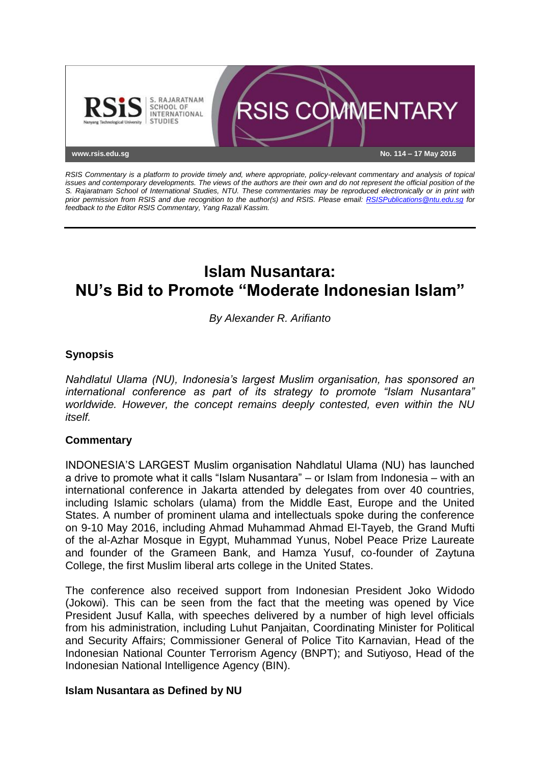www.rsis.edu.sg

No. 114 – 17 May 2016

*RSIS Commentary is a platform to provide timely and, where appropriate, policy-relevant commentary and analysis of topical issues and contemporary developments. The views of the authors are their own and do not represent the official position of the S. Rajaratnam School of International Studies, NTU. These commentaries may be reproduced electronically or in print with prior permission from RSIS and due recognition to the author(s) and RSIS. Please email: RSISPublications@ntu.edu.sg for feedback to the Editor RSIS Commentary, Yang Razali Kassim.*

# Islam Nusantara: NU's Bid to Promote "Moderate Indonesian Islam"

*By Alexander R. Arifianto*

## Synopsis

*Nahdlatul Ulama (NU), Indonesia's largest Muslim organisation, has sponsored an international conference as part of its strategy to promote "Islam Nusantara" worldwide. However, the concept remains deeply contested, even within the NU itself.*

## Commentary

INDONESIA'S LARGEST Muslim organisation Nahdlatul Ulama (NU) has launched a drive to promote what it calls "Islam Nusantara" – or Islam from Indonesia – with an international conference in Jakarta attended by delegates from over 40 countries, including Islamic scholars (ulama) from the Middle East, Europe and the United States. A number of prominent ulama and intellectuals spoke during the conference on 9-10 May 2016, including Ahmad Muhammad Ahmad El-Tayeb, the Grand Mufti of the al-Azhar Mosque in Egypt, Muhammad Yunus, Nobel Peace Prize Laureate and founder of the Grameen Bank, and Hamza Yusuf, co-founder of Zaytuna College, the first Muslim liberal arts college in the United States.

The conference also received support from Indonesian President Joko Widodo (Jokowi). This can be seen from the fact that the meeting was opened by Vice President Jusuf Kalla, with speeches delivered by a number of high level officials from his administration, including Luhut Panjaitan, Coordinating Minister for Political and Security Affairs; Commissioner General of Police Tito Karnavian, Head of the Indonesian National Counter Terrorism Agency (BNPT); and Sutiyoso, Head of the Indonesian National Intelligence Agency (BIN).

### Islam Nusantara as Defined by NU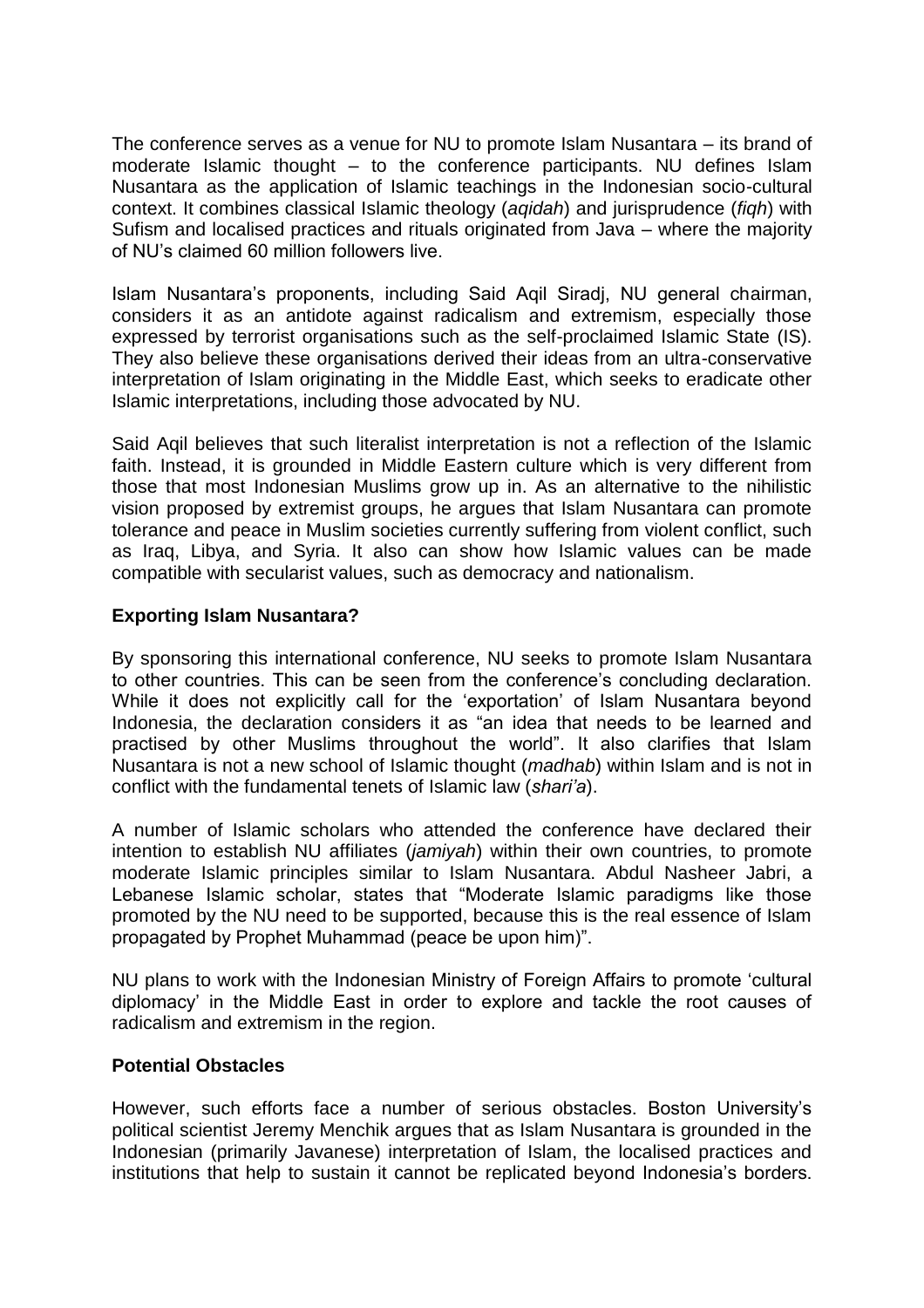The conference serves as a venue for NU to promote Islam Nusantara – its brand of moderate Islamic thought – to the conference participants. NU defines Islam Nusantara as the application of Islamic teachings in the Indonesian socio-cultural context. It combines classical Islamic theology (*aqidah*) and jurisprudence (*fiqh*) with Sufism and localised practices and rituals originated from Java – where the majority of NU's claimed 60 million followers live.

Islam Nusantara's proponents, including Said Aqil Siradj, NU general chairman, considers it as an antidote against radicalism and extremism, especially those expressed by terrorist organisations such as the self-proclaimed Islamic State (IS). They also believe these organisations derived their ideas from an ultra-conservative interpretation of Islam originating in the Middle East, which seeks to eradicate other Islamic interpretations, including those advocated by NU.

Said Aqil believes that such literalist interpretation is not a reflection of the Islamic faith. Instead, it is grounded in Middle Eastern culture which is very different from those that most Indonesian Muslims grow up in. As an alternative to the nihilistic vision proposed by extremist groups, he argues that Islam Nusantara can promote tolerance and peace in Muslim societies currently suffering from violent conflict, such as Iraq, Libya, and Syria. It also can show how Islamic values can be made compatible with secularist values, such as democracy and nationalism.

**Exporting Islam Nusantara?**

By sponsoring this international conference, NU seeks to promote Islam Nusantara to other countries. This can be seen from the conference's concluding declaration. While it does not explicitly call for the 'exportation' of Islam Nusantara beyond Indonesia, the declaration considers it as "an idea that needs to be learned and practised by other Muslims throughout the world". It also clarifies that Islam Nusantara is not a new school of Islamic thought (*madhab*) within Islam and is not in conflict with the fundamental tenets of Islamic law (*shari'a*).

A number of Islamic scholars who attended the conference have declared their intention to establish NU affiliates (*jamiyah*) within their own countries, to promote moderate Islamic principles similar to Islam Nusantara. Abdul Nasheer Jabri, a Lebanese Islamic scholar, states that "Moderate Islamic paradigms like those promoted by the NU need to be supported, because this is the real essence of Islam propagated by Prophet Muhammad (peace be upon him)".

NU plans to work with the Indonesian Ministry of Foreign Affairs to promote 'cultural diplomacy' in the Middle East in order to explore and tackle the root causes of radicalism and extremism in the region.

**Potential Obstacles**

However, such efforts face a number of serious obstacles. Boston University's political scientist Jeremy Menchik argues that as Islam Nusantara is grounded in the Indonesian (primarily Javanese) interpretation of Islam, the localised practices and institutions that help to sustain it cannot be replicated beyond Indonesia's borders.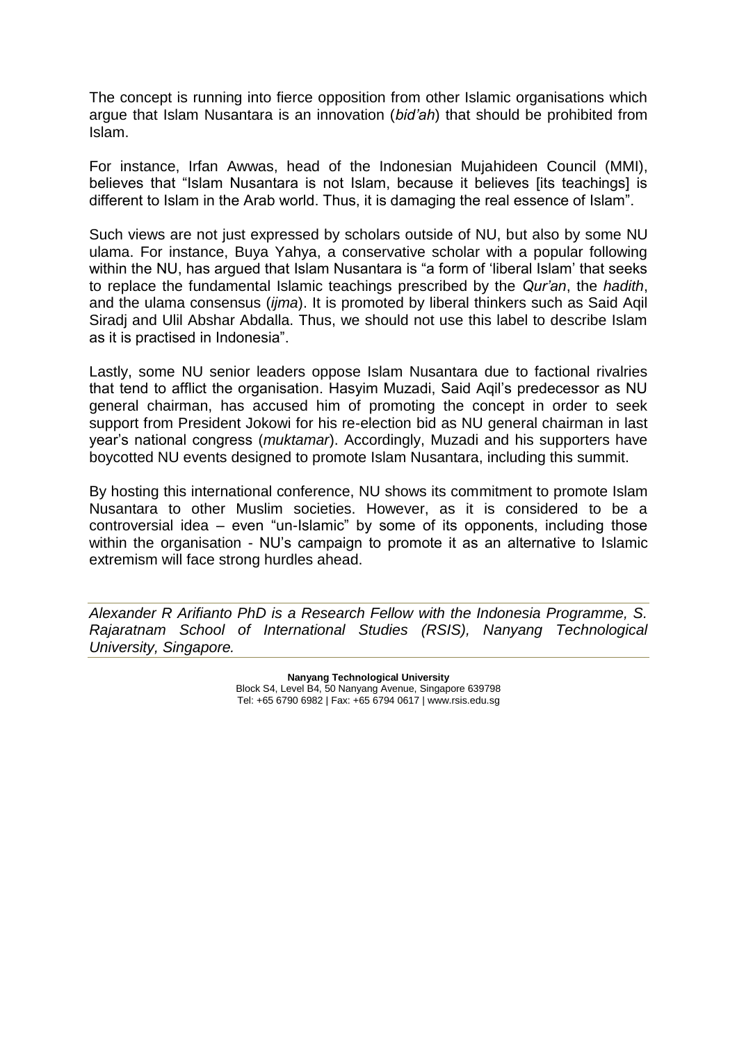The concept is running into fierce opposition from other Islamic organisations which argue that Islam Nusantara is an innovation (*bid'ah*) that should be prohibited from Islam.

For instance, Irfan Awwas, head of the Indonesian Mujahideen Council (MMI), believes that "Islam Nusantara is not Islam, because it believes [its teachings] is different to Islam in the Arab world. Thus, it is damaging the real essence of Islam".

Such views are not just expressed by scholars outside of NU, but also by some NU ulama. For instance, Buya Yahya, a conservative scholar with a popular following within the NU, has argued that Islam Nusantara is "a form of 'liberal Islam' that seeks to replace the fundamental Islamic teachings prescribed by the *Qur'an*, the *hadith*, and the ulama consensus (*ijma*). It is promoted by liberal thinkers such as Said Aqil Siradj and Ulil Abshar Abdalla. Thus, we should not use this label to describe Islam as it is practised in Indonesia".

Lastly, some NU senior leaders oppose Islam Nusantara due to factional rivalries that tend to afflict the organisation. Hasyim Muzadi, Said Aqil's predecessor as NU general chairman, has accused him of promoting the concept in order to seek support from President Jokowi for his re-election bid as NU general chairman in last year's national congress (*muktamar*). Accordingly, Muzadi and his supporters have boycotted NU events designed to promote Islam Nusantara, including this summit.

By hosting this international conference, NU shows its commitment to promote Islam Nusantara to other Muslim societies. However, as it is considered to be a controversial idea – even "un-Islamic" by some of its opponents, including those within the organisation - NU's campaign to promote it as an alternative to Islamic extremism will face strong hurdles ahead.

*Alexander R Arifianto PhD is a Research Fellow with the Indonesia Programme, S. Rajaratnam School of International Studies (RSIS), Nanyang Technological University, Singapore.*

**Nanyang Technological University**
Block S4, Level B4, 50 Nanyang Avenue, Singapore 639798
Tel: +65 6790 6982 | Fax: +65 6794 0617 | www.rsis.edu.sg